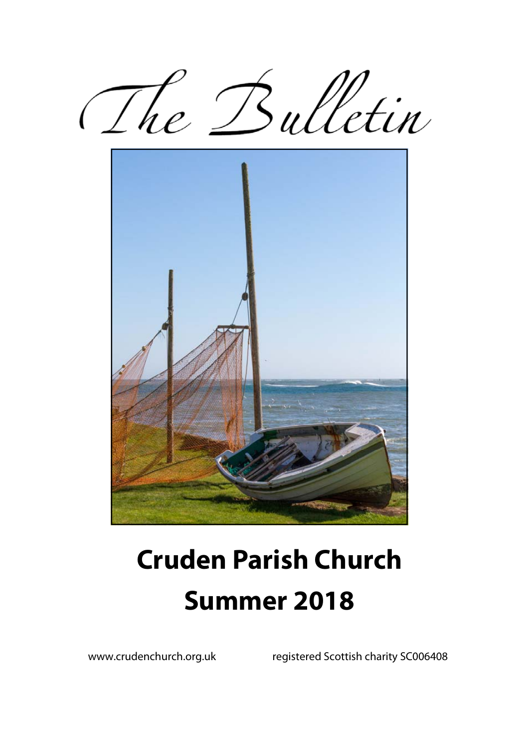# The Bulletin

# Cruden Parish Church

# Summer 2018

www.crudenchurch.org.uk registered Scottish charity SC006408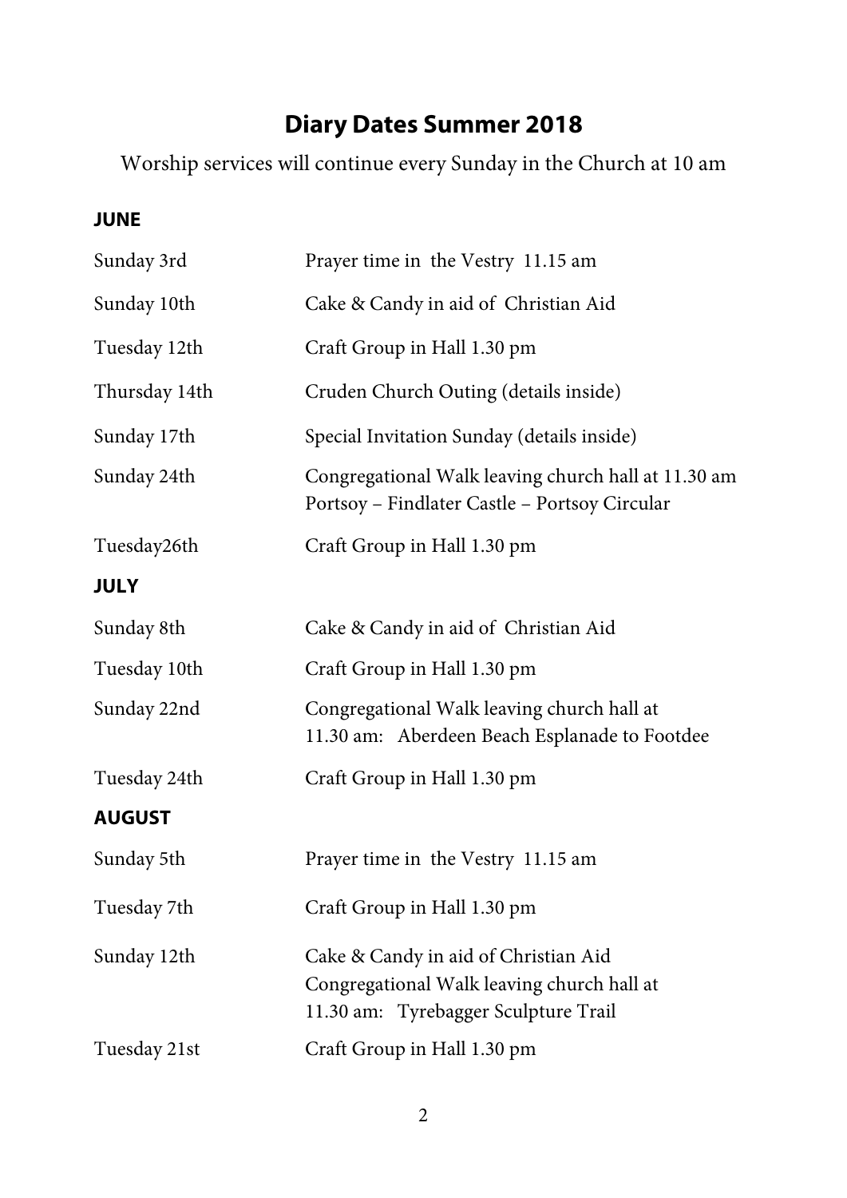# Diary Dates Summer 2018

Worship services will continue every Sunday in the Church at 10 am

**JUNE**

| | |
|---|---|
| Sunday 3rd | Prayer time in the Vestry 11.15 am |
| Sunday 10th | Cake & Candy in aid of Christian Aid |
| Tuesday 12th | Craft Group in Hall 1.30 pm |
| Thursday 14th | Cruden Church Outing (details inside) |
| Sunday 17th | Special Invitation Sunday (details inside) |
| Sunday 24th | Congregational Walk leaving church hall at 11.30 am Portsoy – Findlater Castle – Portsoy Circular |
| Tuesday26th | Craft Group in Hall 1.30 pm |

**JULY**

| | |
|---|---|
| Sunday 8th | Cake & Candy in aid of Christian Aid |
| Tuesday 10th | Craft Group in Hall 1.30 pm |
| Sunday 22nd | Congregational Walk leaving church hall at 11.30 am: Aberdeen Beach Esplanade to Footdee |
| Tuesday 24th | Craft Group in Hall 1.30 pm |

**AUGUST**

| | |
|---|---|
| Sunday 5th | Prayer time in the Vestry 11.15 am |
| Tuesday 7th | Craft Group in Hall 1.30 pm |
| Sunday 12th | Cake & Candy in aid of Christian Aid<br>Congregational Walk leaving church hall at 11.30 am: Tyrebagger Sculpture Trail |
| Tuesday 21st | Craft Group in Hall 1.30 pm |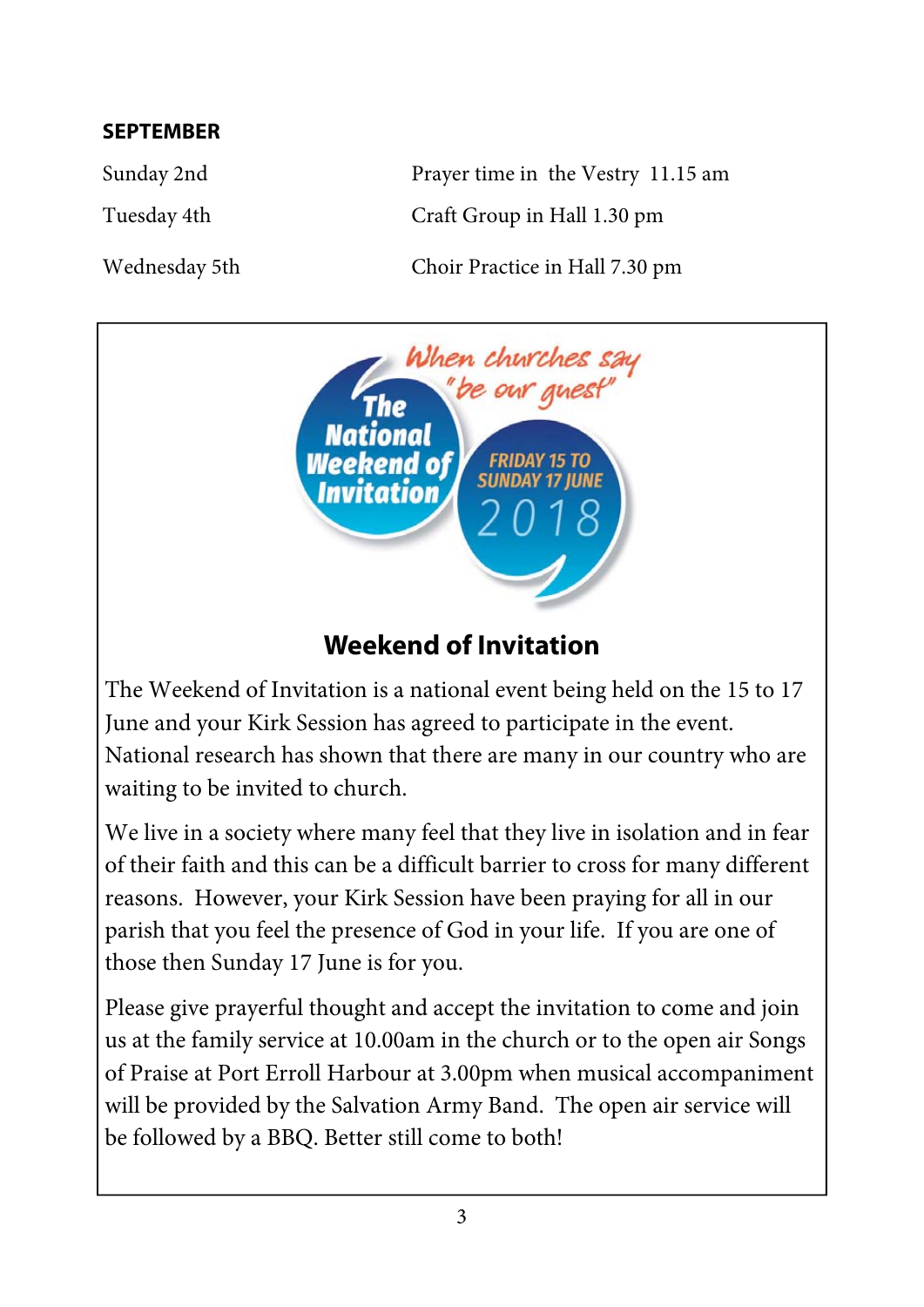**SEPTEMBER**

| | |
|---|---|
| Sunday 2nd | Prayer time in the Vestry 11.15 am |
| Tuesday 4th | Craft Group in Hall 1.30 pm |
| Wednesday 5th | Choir Practice in Hall 7.30 pm |

When churches say "be our guest"

The National Weekend of Invitation

FRIDAY 15 TO SUNDAY 17 JUNE 2018

## Weekend of Invitation

The Weekend of Invitation is a national event being held on the 15 to 17 June and your Kirk Session has agreed to participate in the event. National research has shown that there are many in our country who are waiting to be invited to church.

We live in a society where many feel that they live in isolation and in fear of their faith and this can be a difficult barrier to cross for many different reasons. However, your Kirk Session have been praying for all in our parish that you feel the presence of God in your life. If you are one of those then Sunday 17 June is for you.

Please give prayerful thought and accept the invitation to come and join us at the family service at 10.00am in the church or to the open air Songs of Praise at Port Erroll Harbour at 3.00pm when musical accompaniment will be provided by the Salvation Army Band. The open air service will be followed by a BBQ. Better still come to both!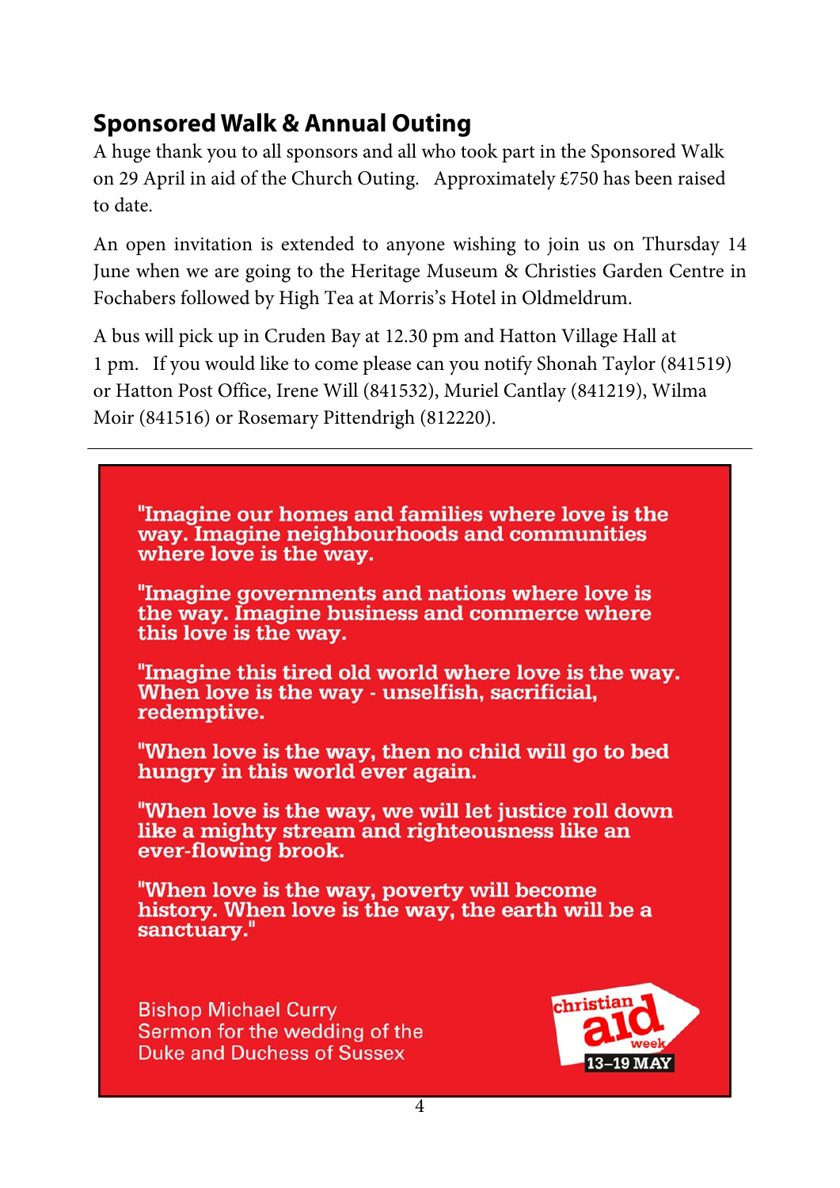## Sponsored Walk & Annual Outing

A huge thank you to all sponsors and all who took part in the Sponsored Walk on 29 April in aid of the Church Outing. Approximately £750 has been raised to date.

An open invitation is extended to anyone wishing to join us on Thursday 14 June when we are going to the Heritage Museum & Christies Garden Centre in Fochabers followed by High Tea at Morris's Hotel in Oldmeldrum.

A bus will pick up in Cruden Bay at 12.30 pm and Hatton Village Hall at 1 pm. If you would like to come please can you notify Shonah Taylor (841519) or Hatton Post Office, Irene Will (841532), Muriel Cantlay (841219), Wilma Moir (841516) or Rosemary Pittendrigh (812220).

---

**"Imagine our homes and families where love is the way. Imagine neighbourhoods and communities where love is the way.**

**"Imagine governments and nations where love is the way. Imagine business and commerce where this love is the way.**

**"Imagine this tired old world where love is the way. When love is the way - unselfish, sacrificial, redemptive.**

**"When love is the way, then no child will go to bed hungry in this world ever again.**

**"When love is the way, we will let justice roll down like a mighty stream and righteousness like an ever-flowing brook.**

**"When love is the way, poverty will become history. When love is the way, the earth will be a sanctuary."**

Bishop Michael Curry
Sermon for the wedding of the Duke and Duchess of Sussex

christian aid week
13–19 MAY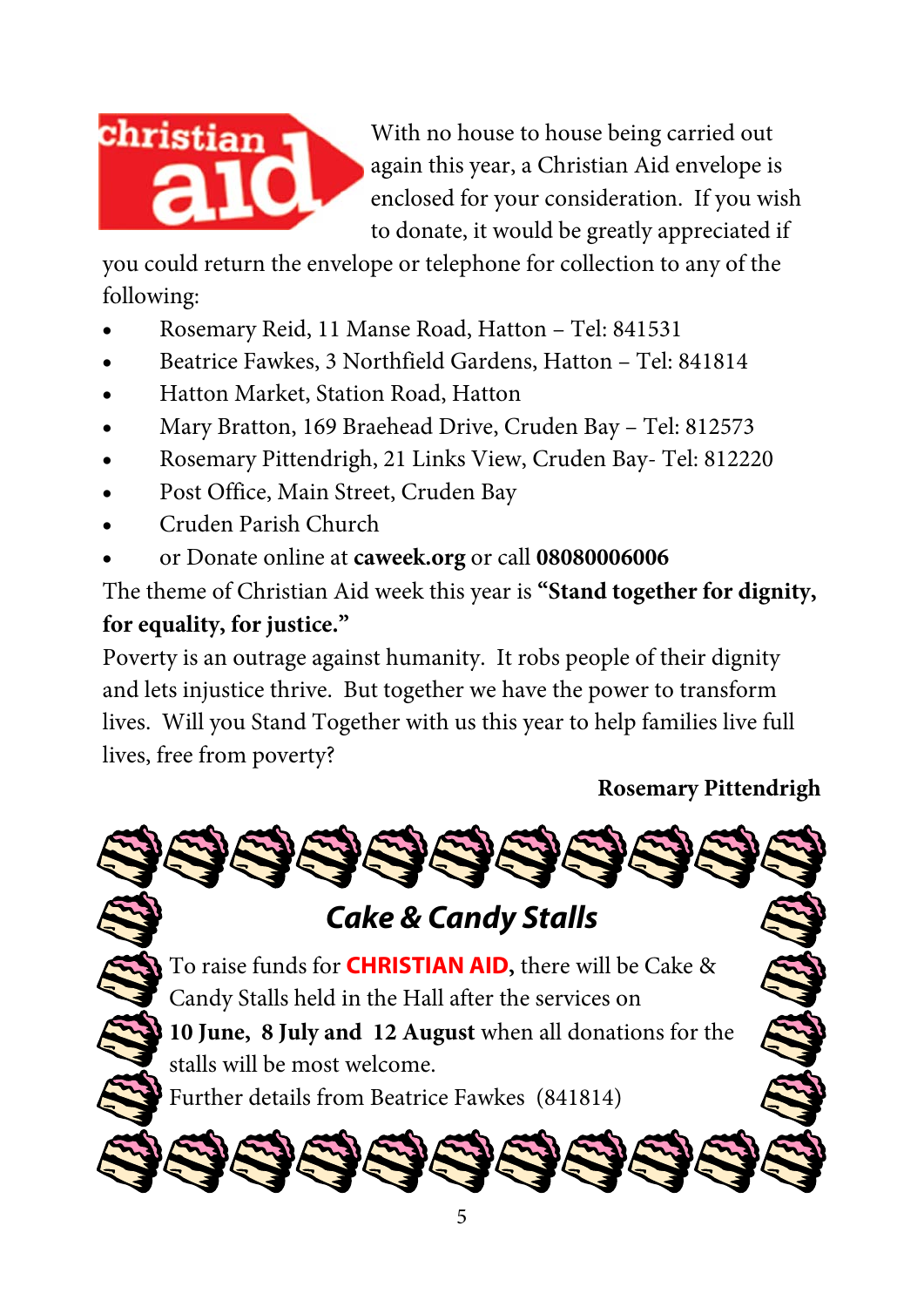With no house to house being carried out again this year, a Christian Aid envelope is enclosed for your consideration. If you wish to donate, it would be greatly appreciated if you could return the envelope or telephone for collection to any of the following:

- Rosemary Reid, 11 Manse Road, Hatton – Tel: 841531
- Beatrice Fawkes, 3 Northfield Gardens, Hatton – Tel: 841814
- Hatton Market, Station Road, Hatton
- Mary Bratton, 169 Braehead Drive, Cruden Bay – Tel: 812573
- Rosemary Pittendrigh, 21 Links View, Cruden Bay- Tel: 812220
- Post Office, Main Street, Cruden Bay
- Cruden Parish Church
- or Donate online at **caweek.org** or call **08080006006**

The theme of Christian Aid week this year is **"Stand together for dignity, for equality, for justice."**

Poverty is an outrage against humanity. It robs people of their dignity and lets injustice thrive. But together we have the power to transform lives. Will you Stand Together with us this year to help families live full lives, free from poverty?

**Rosemary Pittendrigh**

## *Cake & Candy Stalls*

To raise funds for **CHRISTIAN AID**, there will be Cake & Candy Stalls held in the Hall after the services on **10 June, 8 July and 12 August** when all donations for the stalls will be most welcome.

Further details from Beatrice Fawkes (841814)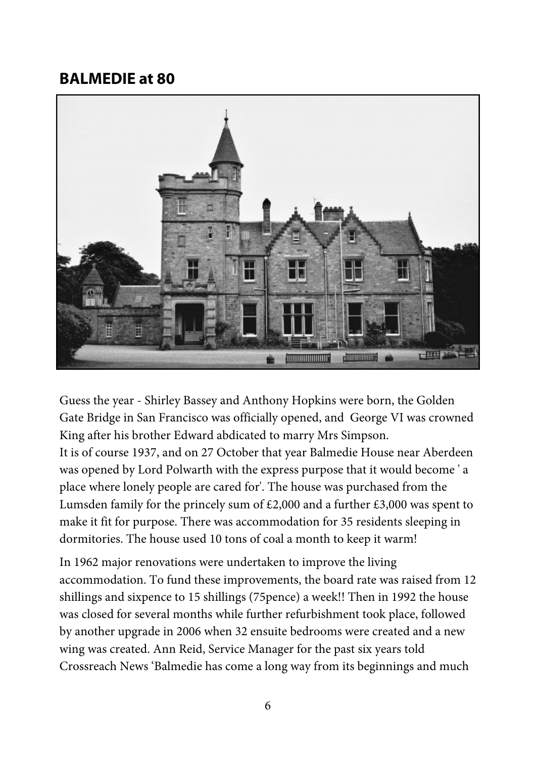## BALMEDIE at 80

Guess the year - Shirley Bassey and Anthony Hopkins were born, the Golden Gate Bridge in San Francisco was officially opened, and George VI was crowned King after his brother Edward abdicated to marry Mrs Simpson.
It is of course 1937, and on 27 October that year Balmedie House near Aberdeen was opened by Lord Polwarth with the express purpose that it would become ' a place where lonely people are cared for'. The house was purchased from the Lumsden family for the princely sum of £2,000 and a further £3,000 was spent to make it fit for purpose. There was accommodation for 35 residents sleeping in dormitories. The house used 10 tons of coal a month to keep it warm!

In 1962 major renovations were undertaken to improve the living accommodation. To fund these improvements, the board rate was raised from 12 shillings and sixpence to 15 shillings (75pence) a week!! Then in 1992 the house was closed for several months while further refurbishment took place, followed by another upgrade in 2006 when 32 ensuite bedrooms were created and a new wing was created. Ann Reid, Service Manager for the past six years told Crossreach News 'Balmedie has come a long way from its beginnings and much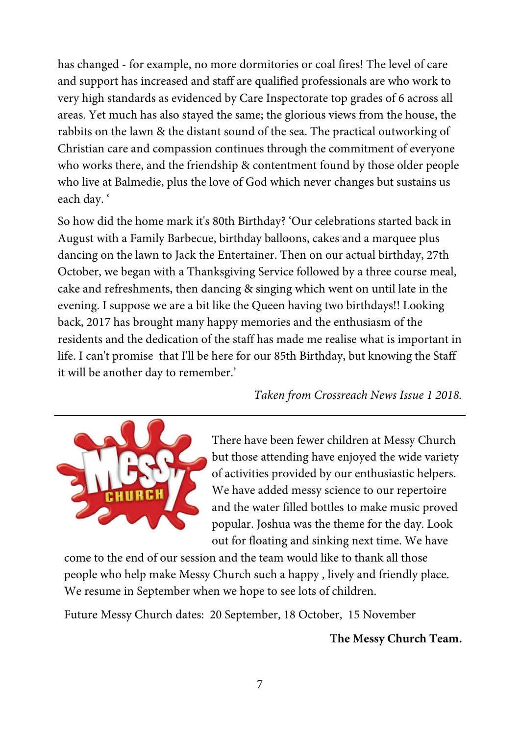has changed - for example, no more dormitories or coal fires! The level of care and support has increased and staff are qualified professionals are who work to very high standards as evidenced by Care Inspectorate top grades of 6 across all areas. Yet much has also stayed the same; the glorious views from the house, the rabbits on the lawn & the distant sound of the sea. The practical outworking of Christian care and compassion continues through the commitment of everyone who works there, and the friendship & contentment found by those older people who live at Balmedie, plus the love of God which never changes but sustains us each day. '

So how did the home mark it's 80th Birthday? 'Our celebrations started back in August with a Family Barbecue, birthday balloons, cakes and a marquee plus dancing on the lawn to Jack the Entertainer. Then on our actual birthday, 27th October, we began with a Thanksgiving Service followed by a three course meal, cake and refreshments, then dancing & singing which went on until late in the evening. I suppose we are a bit like the Queen having two birthdays!! Looking back, 2017 has brought many happy memories and the enthusiasm of the residents and the dedication of the staff has made me realise what is important in life. I can't promise that I'll be here for our 85th Birthday, but knowing the Staff it will be another day to remember.'

*Taken from Crossreach News Issue 1 2018.*

---

There have been fewer children at Messy Church but those attending have enjoyed the wide variety of activities provided by our enthusiastic helpers. We have added messy science to our repertoire and the water filled bottles to make music proved popular. Joshua was the theme for the day. Look out for floating and sinking next time. We have come to the end of our session and the team would like to thank all those people who help make Messy Church such a happy , lively and friendly place. We resume in September when we hope to see lots of children.

Future Messy Church dates: 20 September, 18 October, 15 November

**The Messy Church Team.**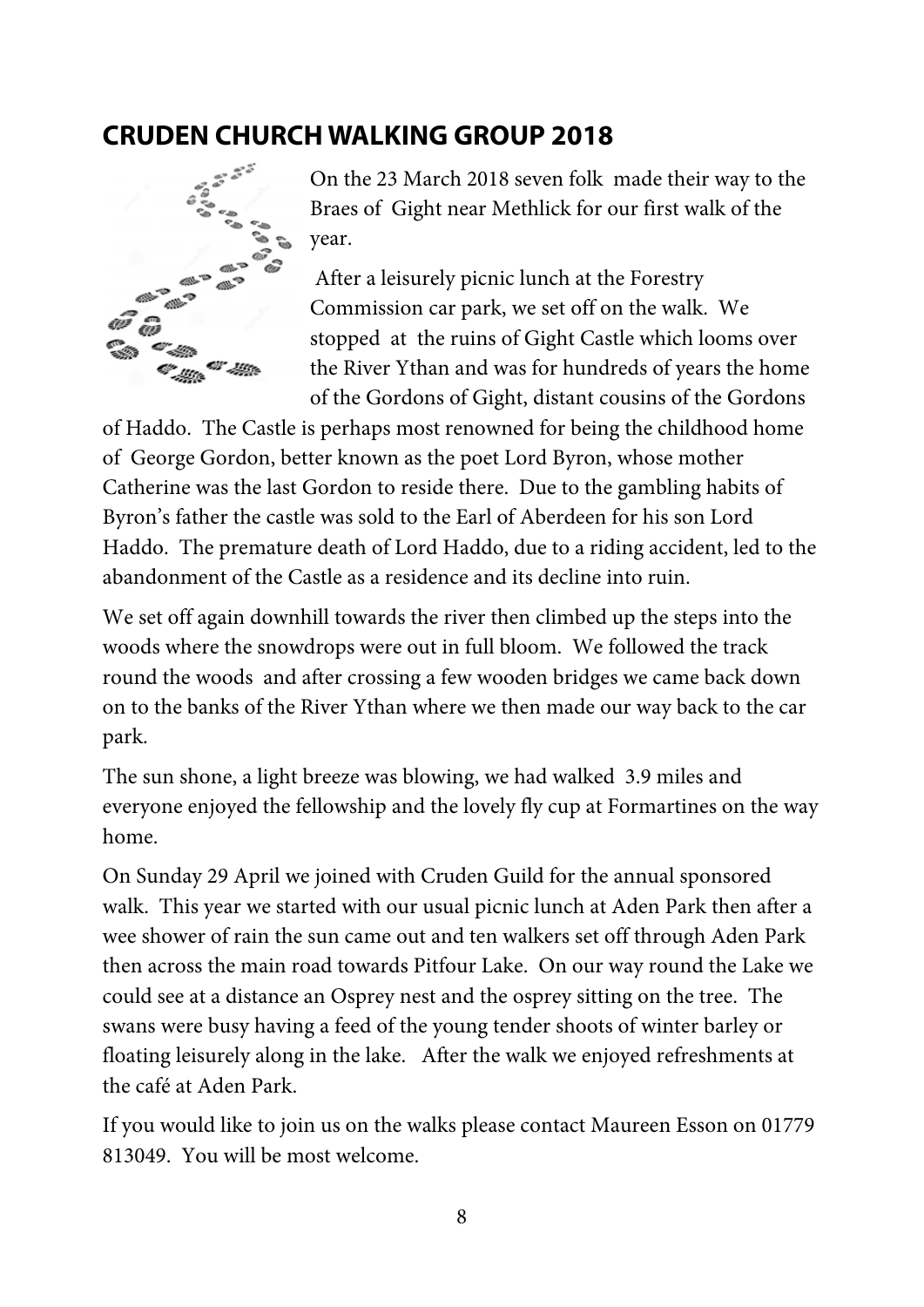## CRUDEN CHURCH WALKING GROUP 2018

On the 23 March 2018 seven folk made their way to the Braes of Gight near Methlick for our first walk of the year.

After a leisurely picnic lunch at the Forestry Commission car park, we set off on the walk. We stopped at the ruins of Gight Castle which looms over the River Ythan and was for hundreds of years the home of the Gordons of Gight, distant cousins of the Gordons of Haddo. The Castle is perhaps most renowned for being the childhood home of George Gordon, better known as the poet Lord Byron, whose mother Catherine was the last Gordon to reside there. Due to the gambling habits of Byron's father the castle was sold to the Earl of Aberdeen for his son Lord Haddo. The premature death of Lord Haddo, due to a riding accident, led to the abandonment of the Castle as a residence and its decline into ruin.

We set off again downhill towards the river then climbed up the steps into the woods where the snowdrops were out in full bloom. We followed the track round the woods and after crossing a few wooden bridges we came back down on to the banks of the River Ythan where we then made our way back to the car park.

The sun shone, a light breeze was blowing, we had walked 3.9 miles and everyone enjoyed the fellowship and the lovely fly cup at Formartines on the way home.

On Sunday 29 April we joined with Cruden Guild for the annual sponsored walk. This year we started with our usual picnic lunch at Aden Park then after a wee shower of rain the sun came out and ten walkers set off through Aden Park then across the main road towards Pitfour Lake. On our way round the Lake we could see at a distance an Osprey nest and the osprey sitting on the tree. The swans were busy having a feed of the young tender shoots of winter barley or floating leisurely along in the lake. After the walk we enjoyed refreshments at the café at Aden Park.

If you would like to join us on the walks please contact Maureen Esson on 01779 813049. You will be most welcome.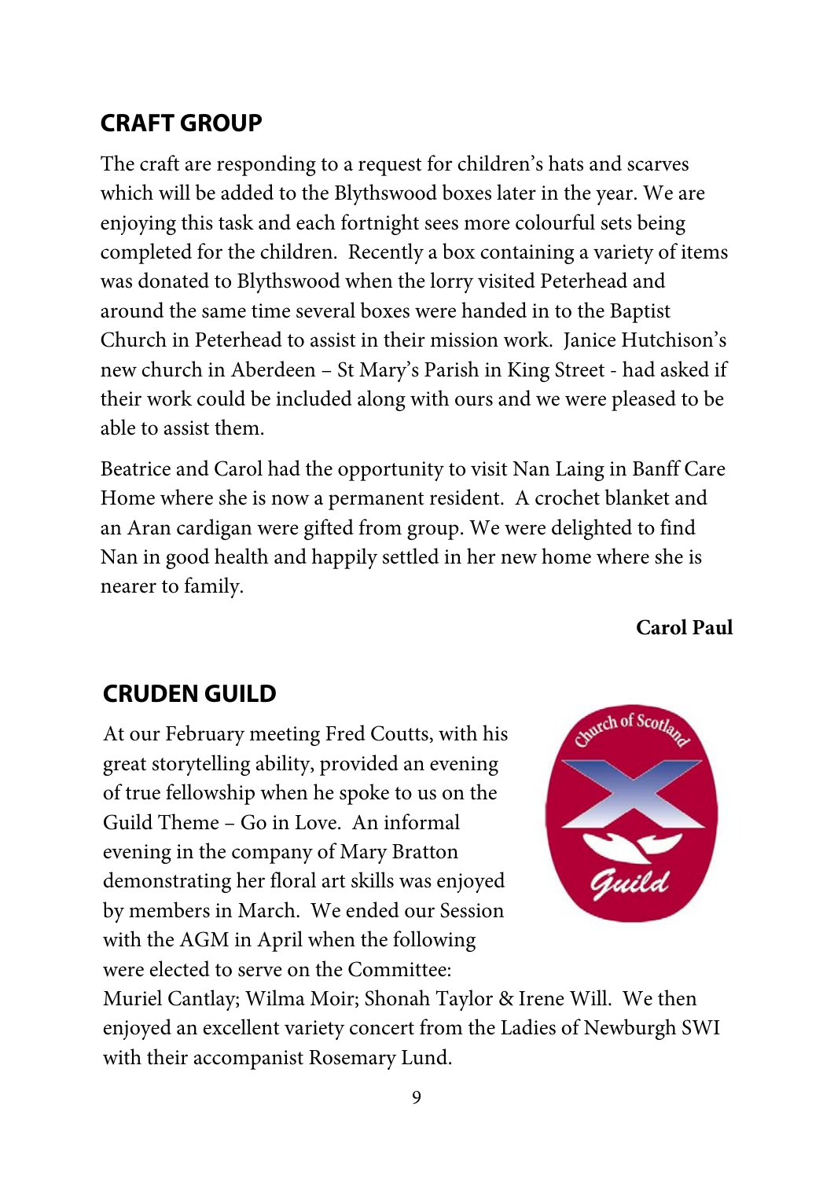## CRAFT GROUP

The craft are responding to a request for children's hats and scarves which will be added to the Blythswood boxes later in the year. We are enjoying this task and each fortnight sees more colourful sets being completed for the children. Recently a box containing a variety of items was donated to Blythswood when the lorry visited Peterhead and around the same time several boxes were handed in to the Baptist Church in Peterhead to assist in their mission work. Janice Hutchison's new church in Aberdeen – St Mary's Parish in King Street - had asked if their work could be included along with ours and we were pleased to be able to assist them.

Beatrice and Carol had the opportunity to visit Nan Laing in Banff Care Home where she is now a permanent resident. A crochet blanket and an Aran cardigan were gifted from group. We were delighted to find Nan in good health and happily settled in her new home where she is nearer to family.

**Carol Paul**

## CRUDEN GUILD

At our February meeting Fred Coutts, with his great storytelling ability, provided an evening of true fellowship when he spoke to us on the Guild Theme – Go in Love. An informal evening in the company of Mary Bratton demonstrating her floral art skills was enjoyed by members in March. We ended our Session with the AGM in April when the following were elected to serve on the Committee: Muriel Cantlay; Wilma Moir; Shonah Taylor & Irene Will. We then enjoyed an excellent variety concert from the Ladies of Newburgh SWI with their accompanist Rosemary Lund.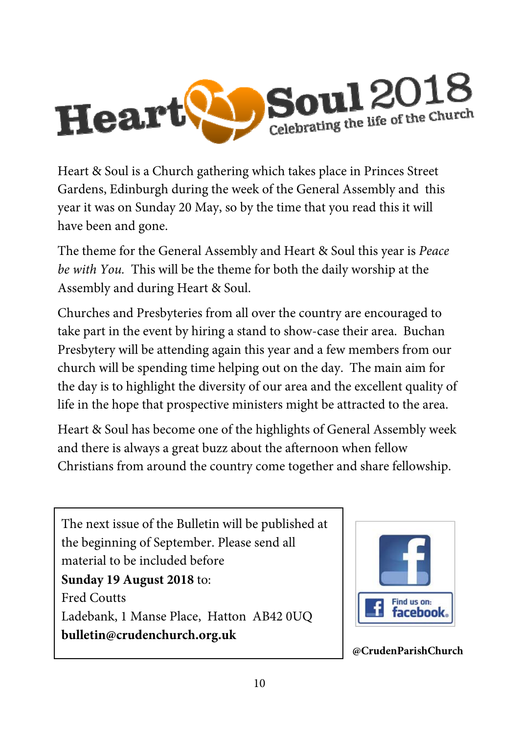# Heart & Soul 2018

Celebrating the life of the Church

Heart & Soul is a Church gathering which takes place in Princes Street Gardens, Edinburgh during the week of the General Assembly and this year it was on Sunday 20 May, so by the time that you read this it will have been and gone.

The theme for the General Assembly and Heart & Soul this year is *Peace be with You.* This will be the theme for both the daily worship at the Assembly and during Heart & Soul.

Churches and Presbyteries from all over the country are encouraged to take part in the event by hiring a stand to show-case their area. Buchan Presbytery will be attending again this year and a few members from our church will be spending time helping out on the day. The main aim for the day is to highlight the diversity of our area and the excellent quality of life in the hope that prospective ministers might be attracted to the area.

Heart & Soul has become one of the highlights of General Assembly week and there is always a great buzz about the afternoon when fellow Christians from around the country come together and share fellowship.

The next issue of the Bulletin will be published at the beginning of September. Please send all material to be included before **Sunday 19 August 2018** to:
Fred Coutts
Ladebank, 1 Manse Place, Hatton AB42 0UQ
**bulletin@crudenchurch.org.uk**

Find us on: facebook

**@CrudenParishChurch**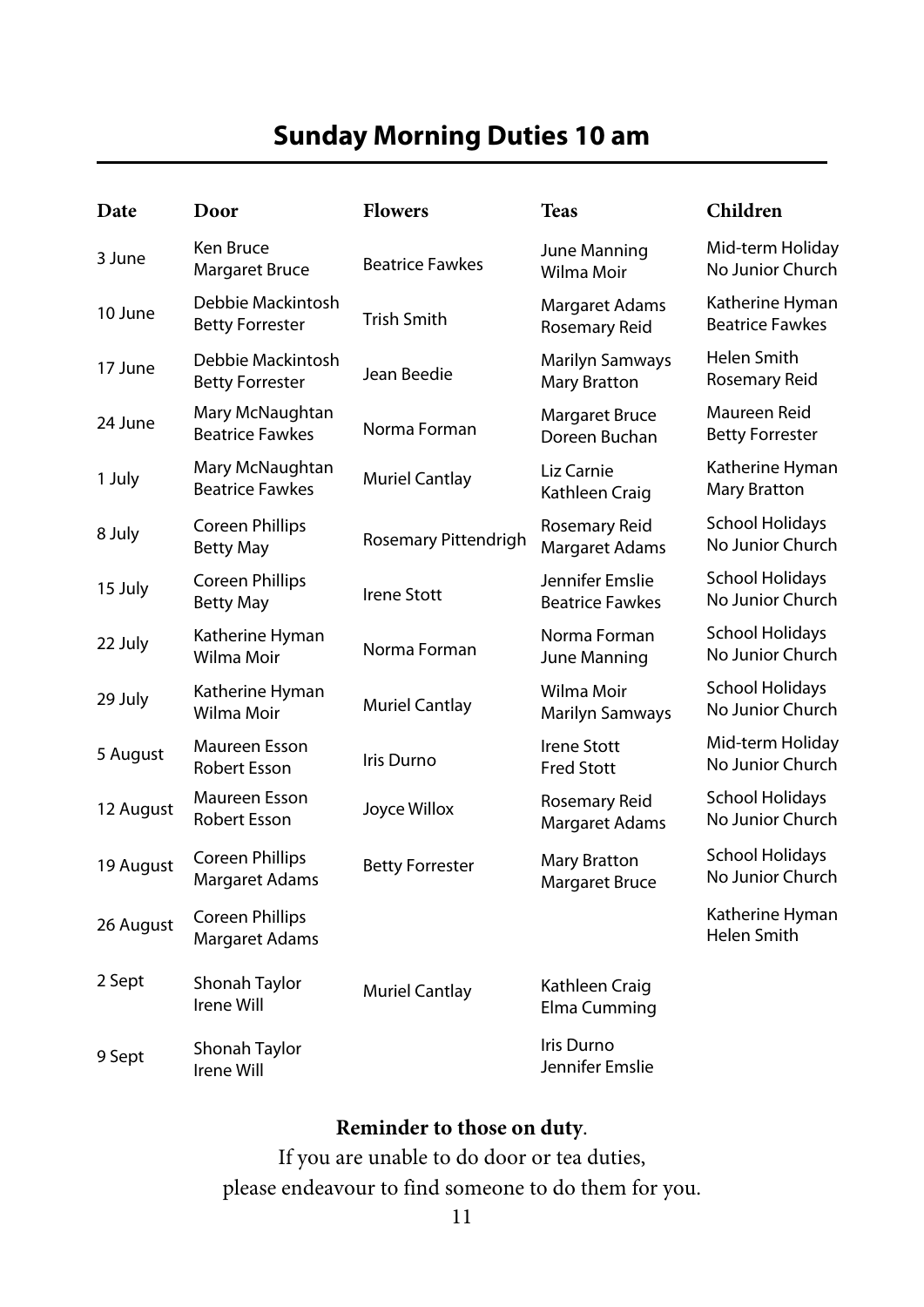## Sunday Morning Duties 10 am

| Date | Door | Flowers | Teas | Children |
|---|---|---|---|---|
| 3 June | Ken Bruce<br>Margaret Bruce | Beatrice Fawkes | June Manning<br>Wilma Moir | Mid-term Holiday<br>No Junior Church |
| 10 June | Debbie Mackintosh<br>Betty Forrester | Trish Smith | Margaret Adams<br>Rosemary Reid | Katherine Hyman<br>Beatrice Fawkes |
| 17 June | Debbie Mackintosh<br>Betty Forrester | Jean Beedie | Marilyn Samways<br>Mary Bratton | Helen Smith<br>Rosemary Reid |
| 24 June | Mary McNaughtan<br>Beatrice Fawkes | Norma Forman | Margaret Bruce<br>Doreen Buchan | Maureen Reid<br>Betty Forrester |
| 1 July | Mary McNaughtan<br>Beatrice Fawkes | Muriel Cantlay | Liz Carnie<br>Kathleen Craig | Katherine Hyman<br>Mary Bratton |
| 8 July | Coreen Phillips<br>Betty May | Rosemary Pittendrigh | Rosemary Reid<br>Margaret Adams | School Holidays<br>No Junior Church |
| 15 July | Coreen Phillips<br>Betty May | Irene Stott | Jennifer Emslie<br>Beatrice Fawkes | School Holidays<br>No Junior Church |
| 22 July | Katherine Hyman<br>Wilma Moir | Norma Forman | Norma Forman<br>June Manning | School Holidays<br>No Junior Church |
| 29 July | Katherine Hyman<br>Wilma Moir | Muriel Cantlay | Wilma Moir<br>Marilyn Samways | School Holidays<br>No Junior Church |
| 5 August | Maureen Esson<br>Robert Esson | Iris Durno | Irene Stott<br>Fred Stott | Mid-term Holiday<br>No Junior Church |
| 12 August | Maureen Esson<br>Robert Esson | Joyce Willox | Rosemary Reid<br>Margaret Adams | School Holidays<br>No Junior Church |
| 19 August | Coreen Phillips<br>Margaret Adams | Betty Forrester | Mary Bratton<br>Margaret Bruce | School Holidays<br>No Junior Church |
| 26 August | Coreen Phillips<br>Margaret Adams | | | Katherine Hyman<br>Helen Smith |
| 2 Sept | Shonah Taylor<br>Irene Will | Muriel Cantlay | Kathleen Craig<br>Elma Cumming | |
| 9 Sept | Shonah Taylor<br>Irene Will | | Iris Durno<br>Jennifer Emslie | |

**Reminder to those on duty**.

If you are unable to do door or tea duties,
please endeavour to find someone to do them for you.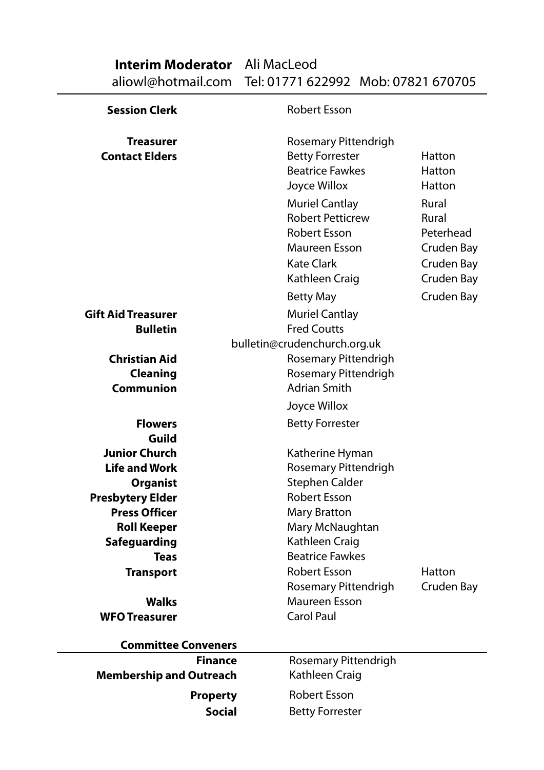**Interim Moderator** Ali MacLeod
aliowl@hotmail.com Tel: 01771 622992 Mob: 07821 670705

| | | |
|---|---|---|
| **Session Clerk** | Robert Esson | |
| **Treasurer** | Rosemary Pittendrigh | |
| **Contact Elders** | Betty Forrester | Hatton |
| | Beatrice Fawkes | Hatton |
| | Joyce Willox | Hatton |
| | Muriel Cantlay | Rural |
| | Robert Petticrew | Rural |
| | Robert Esson | Peterhead |
| | Maureen Esson | Cruden Bay |
| | Kate Clark | Cruden Bay |
| | Kathleen Craig | Cruden Bay |
| | Betty May | Cruden Bay |
| **Gift Aid Treasurer** | Muriel Cantlay | |
| **Bulletin** | Fred Coutts | |
| | bulletin@crudenchurch.org.uk | |
| **Christian Aid** | Rosemary Pittendrigh | |
| **Cleaning** | Rosemary Pittendrigh | |
| **Communion** | Adrian Smith | |
| | Joyce Willox | |
| **Flowers** | Betty Forrester | |
| **Guild** | | |
| **Junior Church** | Katherine Hyman | |
| **Life and Work** | Rosemary Pittendrigh | |
| **Organist** | Stephen Calder | |
| **Presbytery Elder** | Robert Esson | |
| **Press Officer** | Mary Bratton | |
| **Roll Keeper** | Mary McNaughtan | |
| **Safeguarding** | Kathleen Craig | |
| **Teas** | Beatrice Fawkes | |
| **Transport** | Robert Esson | Hatton |
| | Rosemary Pittendrigh | Cruden Bay |
| **Walks** | Maureen Esson | |
| **WFO Treasurer** | Carol Paul | |

**Committee Conveners**

| | |
|---|---|
| **Finance** | Rosemary Pittendrigh |
| **Membership and Outreach** | Kathleen Craig |
| **Property** | Robert Esson |
| **Social** | Betty Forrester |